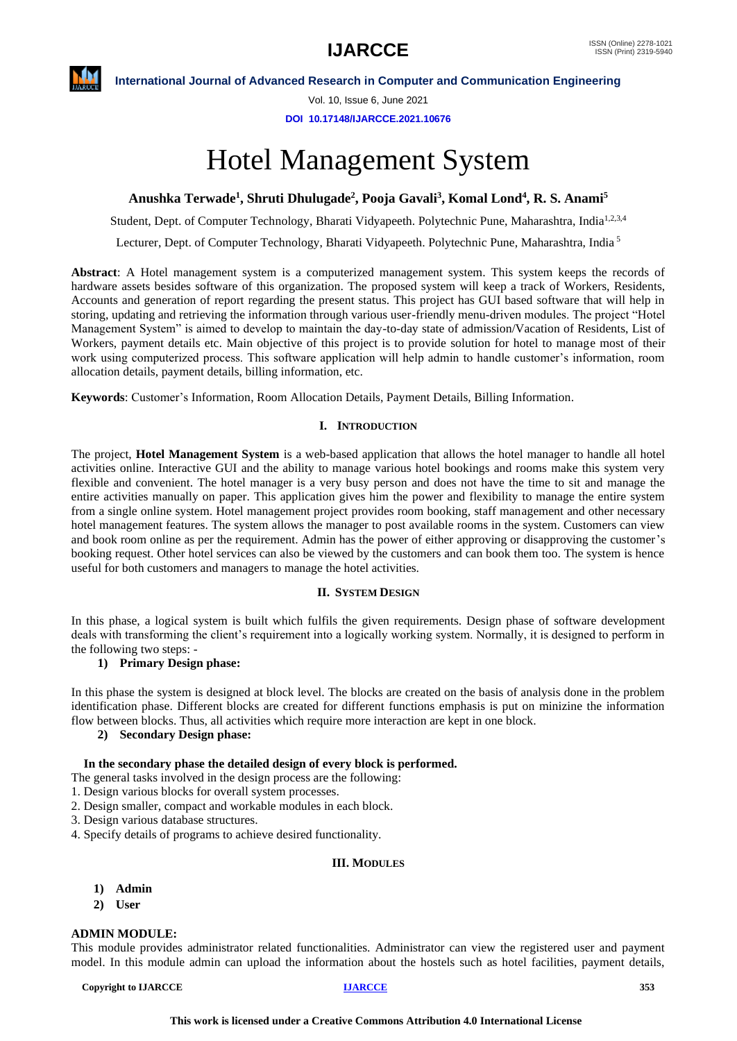# Hotel Management System

**Anushka Terwade[1], Shruti Dhulugade[2], Pooja Gavali[3], Komal Lond[4], R. S. Anami[5]**

Student, Dept. of Computer Technology, Bharati Vidyapeeth. Polytechnic Pune, Maharashtra, India[1,2,3,4]

Lecturer, Dept. of Computer Technology, Bharati Vidyapeeth. Polytechnic Pune, Maharashtra, India [5]

**Abstract**: A Hotel management system is a computerized management system. This system keeps the records of hardware assets besides software of this organization. The proposed system will keep a track of Workers, Residents, Accounts and generation of report regarding the present status. This project has GUI based software that will help in storing, updating and retrieving the information through various user-friendly menu-driven modules. The project "Hotel Management System" is aimed to develop to maintain the day-to-day state of admission/Vacation of Residents, List of Workers, payment details etc. Main objective of this project is to provide solution for hotel to manage most of their work using computerized process. This software application will help admin to handle customer's information, room allocation details, payment details, billing information, etc.

**Keywords**: Customer's Information, Room Allocation Details, Payment Details, Billing Information.

## I. INTRODUCTION

The project, **Hotel Management System** is a web-based application that allows the hotel manager to handle all hotel activities online. Interactive GUI and the ability to manage various hotel bookings and rooms make this system very flexible and convenient. The hotel manager is a very busy person and does not have the time to sit and manage the entire activities manually on paper. This application gives him the power and flexibility to manage the entire system from a single online system. Hotel management project provides room booking, staff management and other necessary hotel management features. The system allows the manager to post available rooms in the system. Customers can view and book room online as per the requirement. Admin has the power of either approving or disapproving the customer's booking request. Other hotel services can also be viewed by the customers and can book them too. The system is hence useful for both customers and managers to manage the hotel activities.

## II. SYSTEM DESIGN

In this phase, a logical system is built which fulfils the given requirements. Design phase of software development deals with transforming the client's requirement into a logically working system. Normally, it is designed to perform in the following two steps: -

1) **Primary Design phase:**

In this phase the system is designed at block level. The blocks are created on the basis of analysis done in the problem identification phase. Different blocks are created for different functions emphasis is put on minizine the information flow between blocks. Thus, all activities which require more interaction are kept in one block.

2) **Secondary Design phase:**

**In the secondary phase the detailed design of every block is performed.**

The general tasks involved in the design process are the following:

1. Design various blocks for overall system processes.
2. Design smaller, compact and workable modules in each block.
3. Design various database structures.
4. Specify details of programs to achieve desired functionality.

## III. MODULES

1) **Admin**
2) **User**

**ADMIN MODULE:**

This module provides administrator related functionalities. Administrator can view the registered user and payment model. In this module admin can upload the information about the hostels such as hotel facilities, payment details,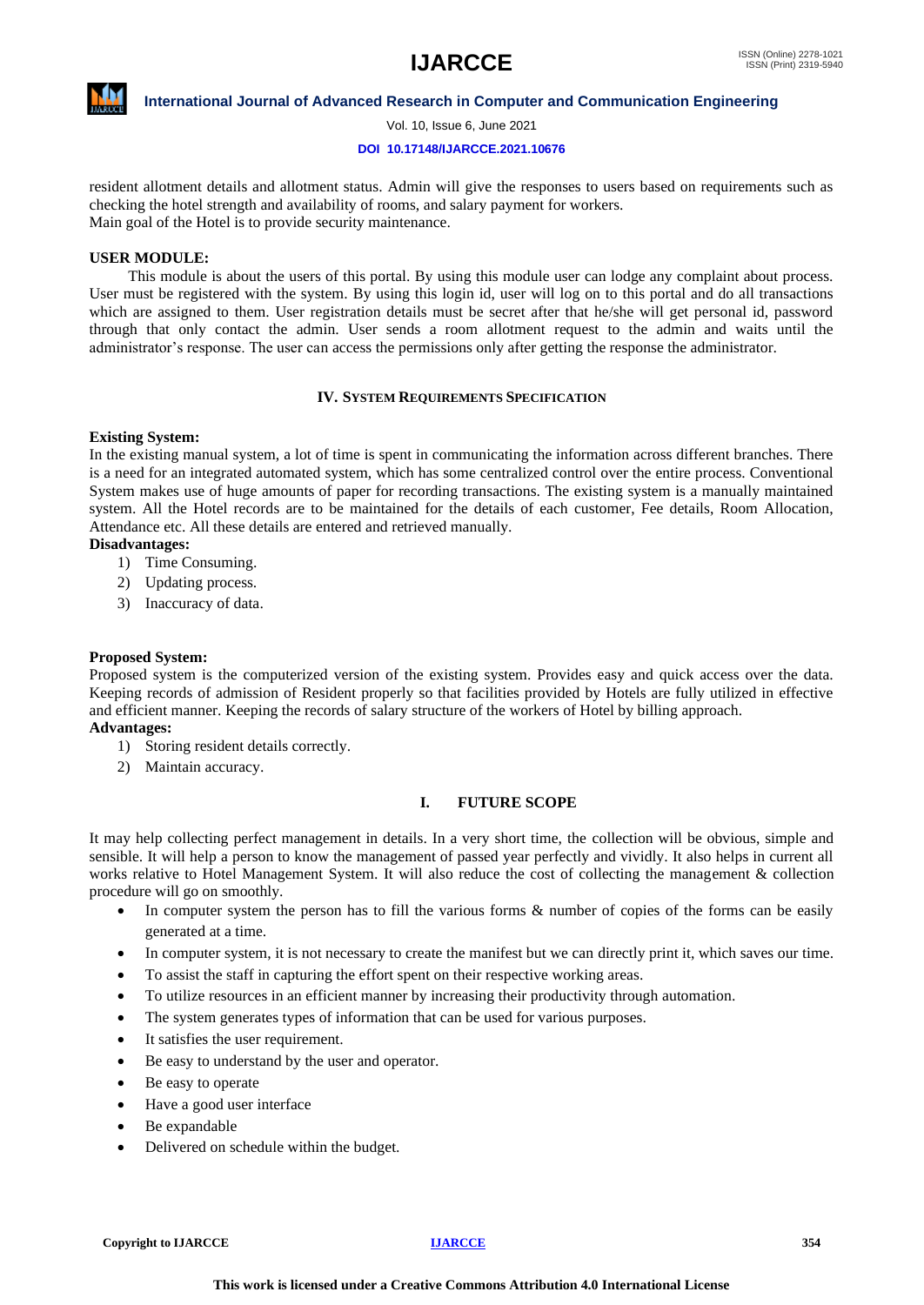resident allotment details and allotment status. Admin will give the responses to users based on requirements such as checking the hotel strength and availability of rooms, and salary payment for workers.
Main goal of the Hotel is to provide security maintenance.

**USER MODULE:**

This module is about the users of this portal. By using this module user can lodge any complaint about process. User must be registered with the system. By using this login id, user will log on to this portal and do all transactions which are assigned to them. User registration details must be secret after that he/she will get personal id, password through that only contact the admin. User sends a room allotment request to the admin and waits until the administrator's response. The user can access the permissions only after getting the response the administrator.

## IV. SYSTEM REQUIREMENTS SPECIFICATION

**Existing System:**
In the existing manual system, a lot of time is spent in communicating the information across different branches. There is a need for an integrated automated system, which has some centralized control over the entire process. Conventional System makes use of huge amounts of paper for recording transactions. The existing system is a manually maintained system. All the Hotel records are to be maintained for the details of each customer, Fee details, Room Allocation, Attendance etc. All these details are entered and retrieved manually.

**Disadvantages:**

1) Time Consuming.
2) Updating process.
3) Inaccuracy of data.

**Proposed System:**
Proposed system is the computerized version of the existing system. Provides easy and quick access over the data. Keeping records of admission of Resident properly so that facilities provided by Hotels are fully utilized in effective and efficient manner. Keeping the records of salary structure of the workers of Hotel by billing approach.

**Advantages:**

1) Storing resident details correctly.
2) Maintain accuracy.

## I. FUTURE SCOPE

It may help collecting perfect management in details. In a very short time, the collection will be obvious, simple and sensible. It will help a person to know the management of passed year perfectly and vividly. It also helps in current all works relative to Hotel Management System. It will also reduce the cost of collecting the management & collection procedure will go on smoothly.

- In computer system the person has to fill the various forms & number of copies of the forms can be easily generated at a time.
- In computer system, it is not necessary to create the manifest but we can directly print it, which saves our time.
- To assist the staff in capturing the effort spent on their respective working areas.
- To utilize resources in an efficient manner by increasing their productivity through automation.
- The system generates types of information that can be used for various purposes.
- It satisfies the user requirement.
- Be easy to understand by the user and operator.
- Be easy to operate
- Have a good user interface
- Be expandable
- Delivered on schedule within the budget.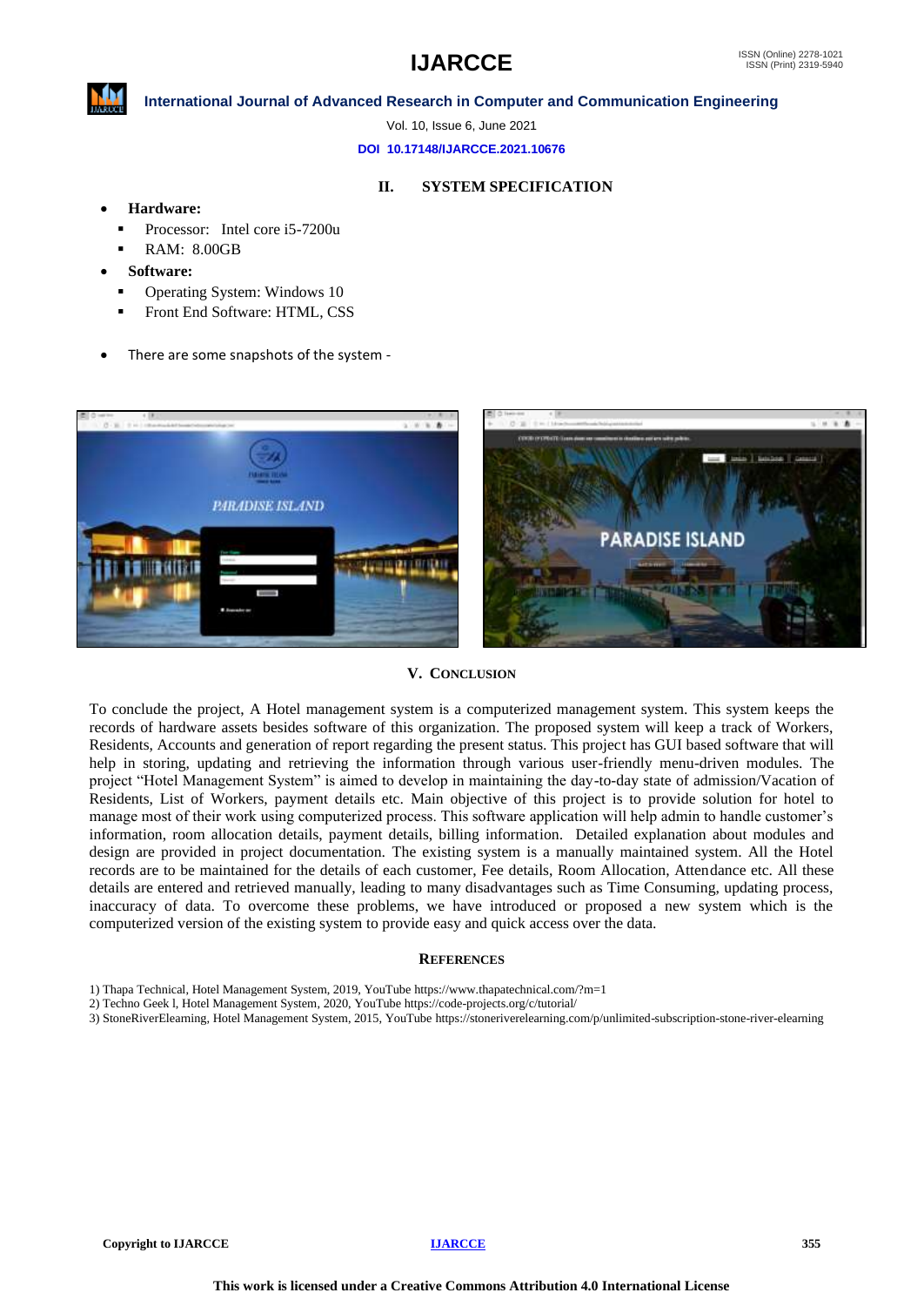## II. SYSTEM SPECIFICATION

- **Hardware:**
  - Processor: Intel core i5-7200u
  - RAM: 8.00GB
- **Software:**
  - Operating System: Windows 10
  - Front End Software: HTML, CSS

- There are some snapshots of the system -

## V. CONCLUSION

To conclude the project, A Hotel management system is a computerized management system. This system keeps the records of hardware assets besides software of this organization. The proposed system will keep a track of Workers, Residents, Accounts and generation of report regarding the present status. This project has GUI based software that will help in storing, updating and retrieving the information through various user-friendly menu-driven modules. The project "Hotel Management System" is aimed to develop in maintaining the day-to-day state of admission/Vacation of Residents, List of Workers, payment details etc. Main objective of this project is to provide solution for hotel to manage most of their work using computerized process. This software application will help admin to handle customer's information, room allocation details, payment details, billing information. Detailed explanation about modules and design are provided in project documentation. The existing system is a manually maintained system. All the Hotel records are to be maintained for the details of each customer, Fee details, Room Allocation, Attendance etc. All these details are entered and retrieved manually, leading to many disadvantages such as Time Consuming, updating process, inaccuracy of data. To overcome these problems, we have introduced or proposed a new system which is the computerized version of the existing system to provide easy and quick access over the data.

## REFERENCES

1) Thapa Technical, Hotel Management System, 2019, YouTube https://www.thapatechnical.com/?m=1
2) Techno Geek l, Hotel Management System, 2020, YouTube https://code-projects.org/c/tutorial/
3) StoneRiverElearning, Hotel Management System, 2015, YouTube https://stoneriverelearning.com/p/unlimited-subscription-stone-river-elearning